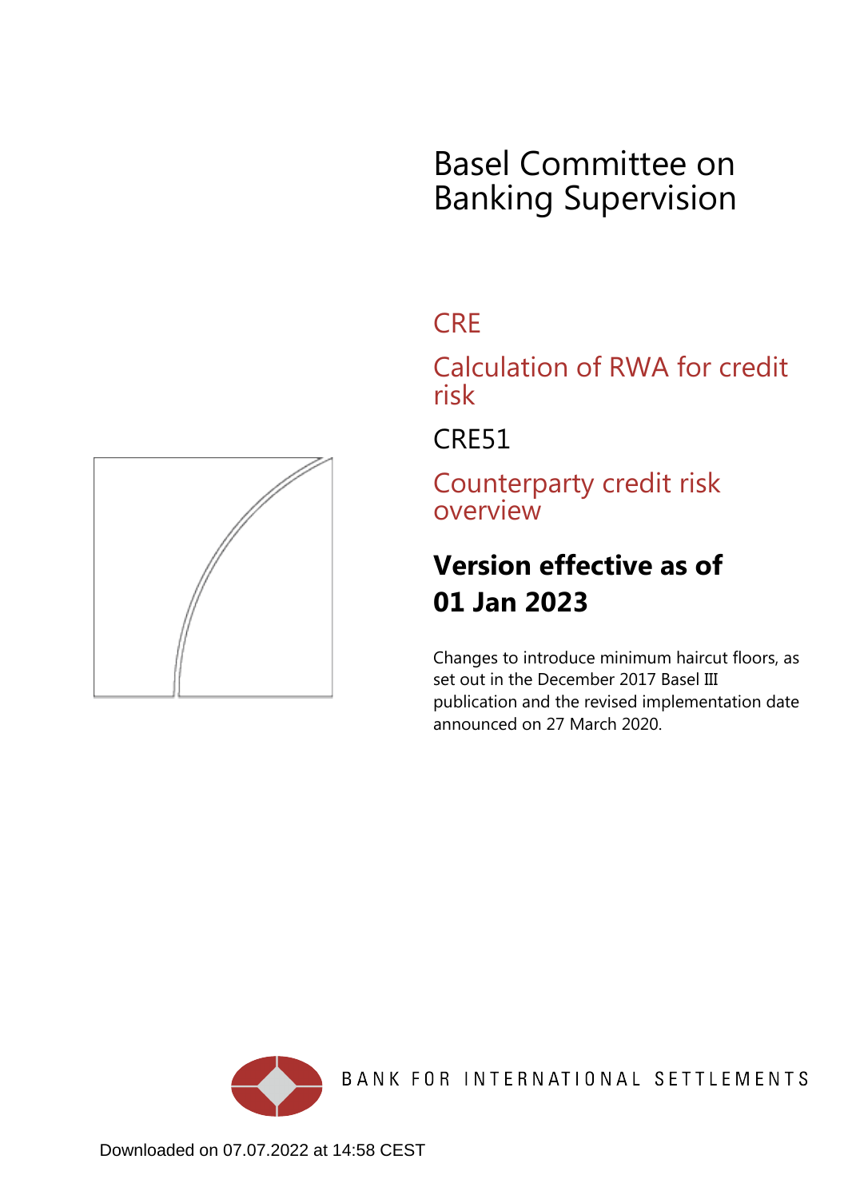# Basel Committee on Banking Supervision

## CRE

## Calculation of RWA for credit risk

## CRE51

## Counterparty credit risk overview

**Version effective as of**

**01 Jan 2023**

Changes to introduce minimum haircut floors, as set out in the December 2017 Basel III publication and the revised implementation date announced on 27 March 2020.

BANK FOR INTERNATIONAL SETTLEMENTS

Downloaded on 07.07.2022 at 14:58 CEST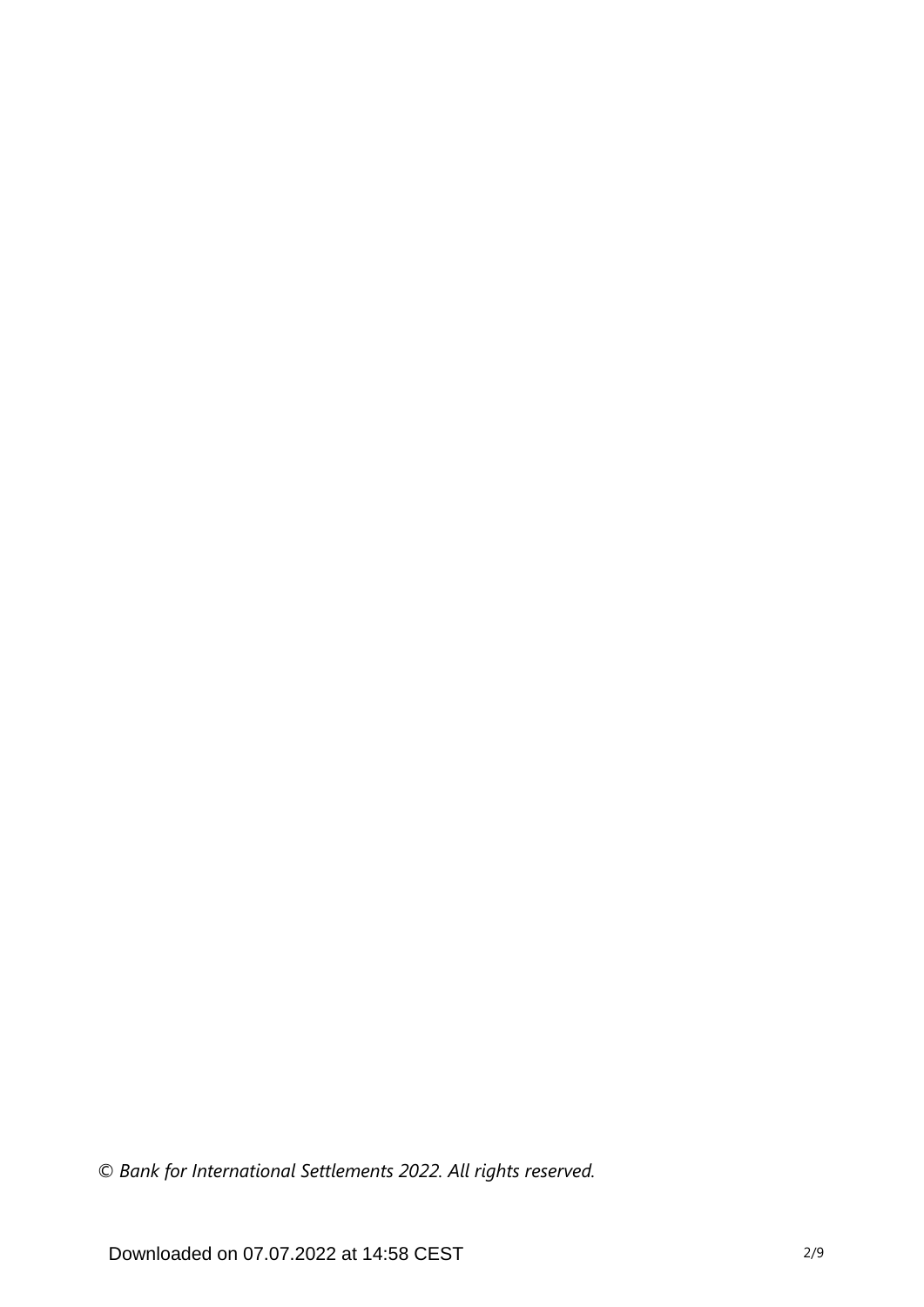*© Bank for International Settlements 2022. All rights reserved.*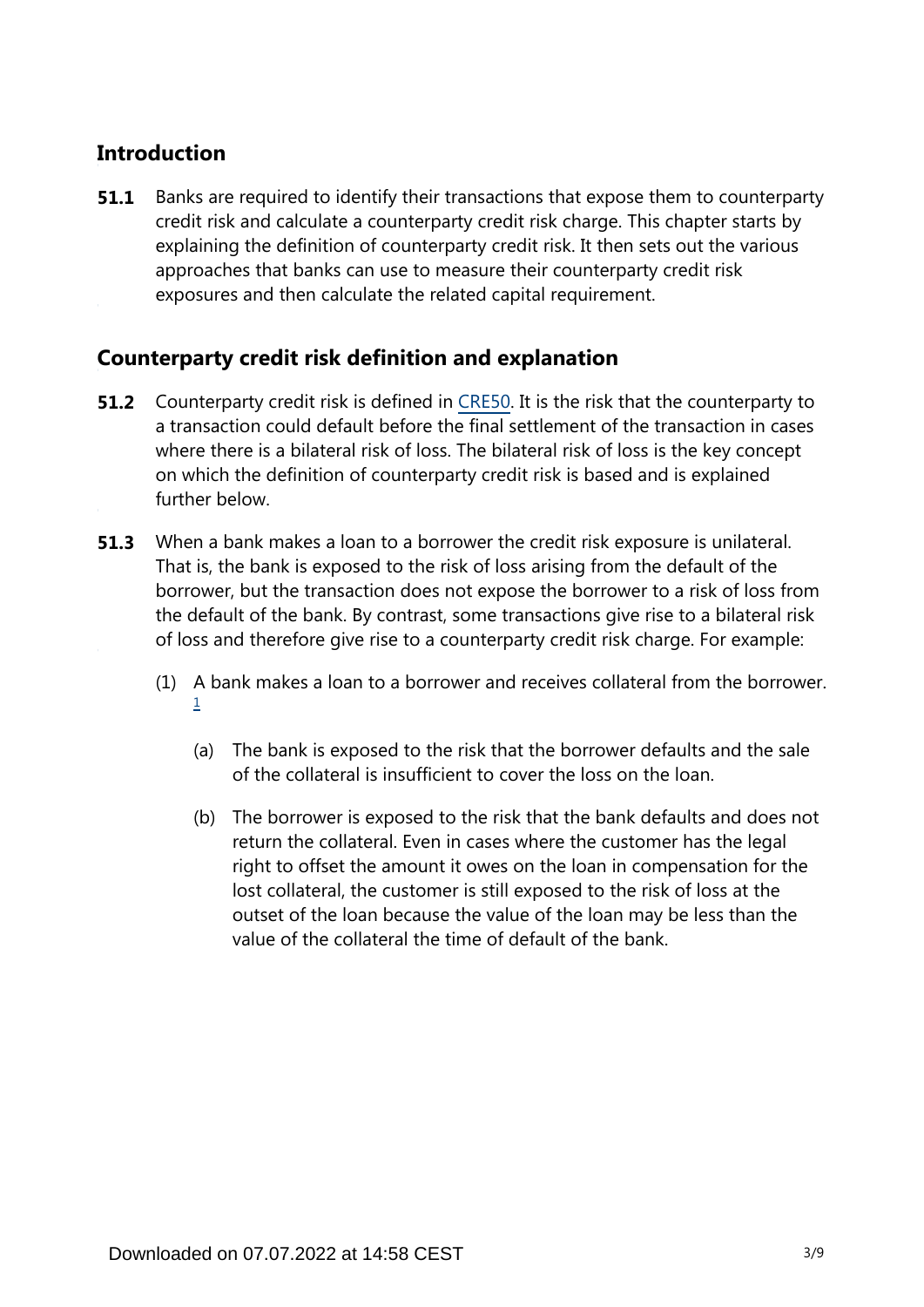## Introduction

**51.1** Banks are required to identify their transactions that expose them to counterparty credit risk and calculate a counterparty credit risk charge. This chapter starts by explaining the definition of counterparty credit risk. It then sets out the various approaches that banks can use to measure their counterparty credit risk exposures and then calculate the related capital requirement.

## Counterparty credit risk definition and explanation

**51.2** Counterparty credit risk is defined in CRE50. It is the risk that the counterparty to a transaction could default before the final settlement of the transaction in cases where there is a bilateral risk of loss. The bilateral risk of loss is the key concept on which the definition of counterparty credit risk is based and is explained further below.

**51.3** When a bank makes a loan to a borrower the credit risk exposure is unilateral. That is, the bank is exposed to the risk of loss arising from the default of the borrower, but the transaction does not expose the borrower to a risk of loss from the default of the bank. By contrast, some transactions give rise to a bilateral risk of loss and therefore give rise to a counterparty credit risk charge. For example:

(1) A bank makes a loan to a borrower and receives collateral from the borrower. [1]

(a) The bank is exposed to the risk that the borrower defaults and the sale of the collateral is insufficient to cover the loss on the loan.

(b) The borrower is exposed to the risk that the bank defaults and does not return the collateral. Even in cases where the customer has the legal right to offset the amount it owes on the loan in compensation for the lost collateral, the customer is still exposed to the risk of loss at the outset of the loan because the value of the loan may be less than the value of the collateral the time of default of the bank.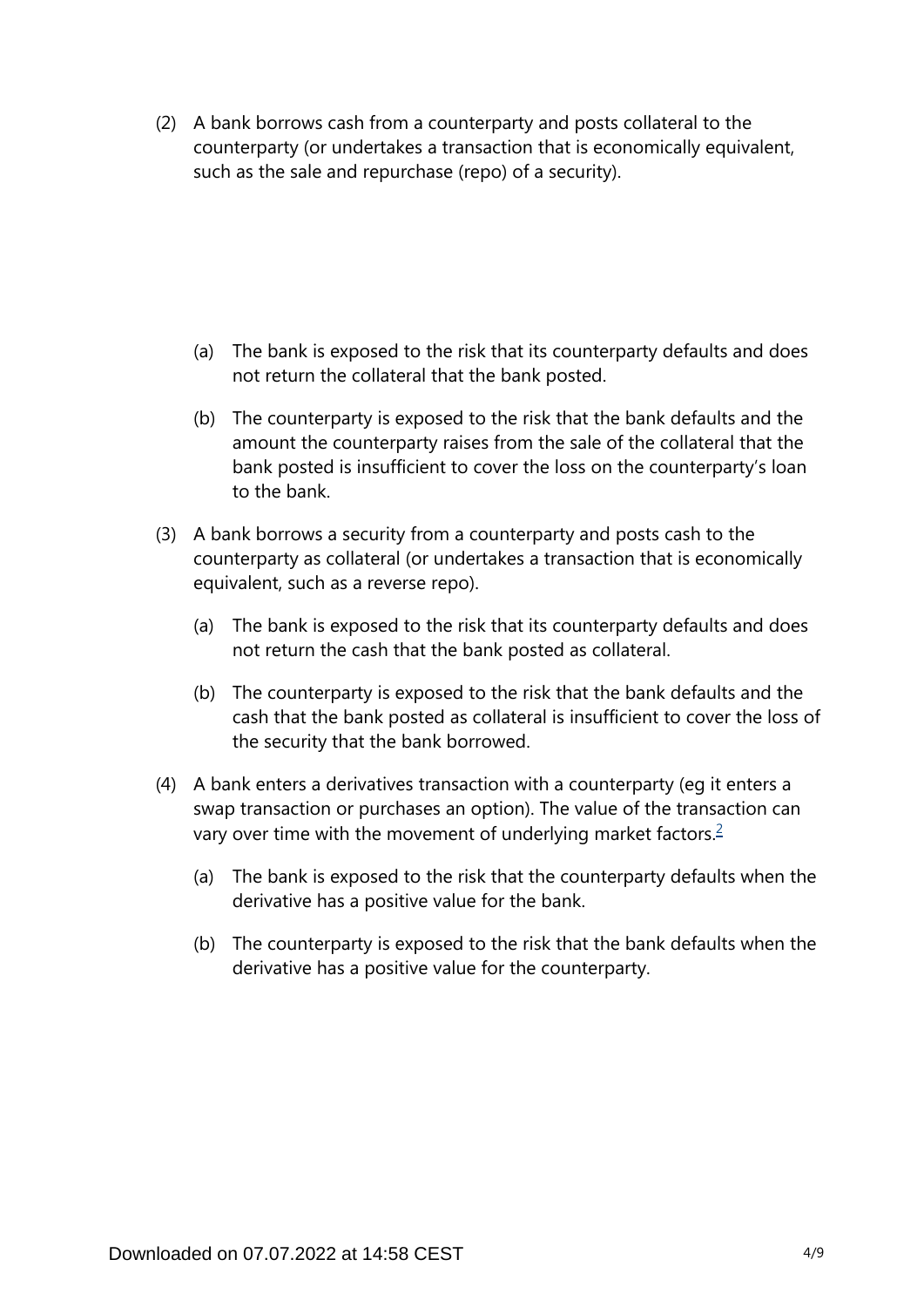(2) A bank borrows cash from a counterparty and posts collateral to the counterparty (or undertakes a transaction that is economically equivalent, such as the sale and repurchase (repo) of a security).

   (a) The bank is exposed to the risk that its counterparty defaults and does not return the collateral that the bank posted.

   (b) The counterparty is exposed to the risk that the bank defaults and the amount the counterparty raises from the sale of the collateral that the bank posted is insufficient to cover the loss on the counterparty's loan to the bank.

(3) A bank borrows a security from a counterparty and posts cash to the counterparty as collateral (or undertakes a transaction that is economically equivalent, such as a reverse repo).

   (a) The bank is exposed to the risk that its counterparty defaults and does not return the cash that the bank posted as collateral.

   (b) The counterparty is exposed to the risk that the bank defaults and the cash that the bank posted as collateral is insufficient to cover the loss of the security that the bank borrowed.

(4) A bank enters a derivatives transaction with a counterparty (eg it enters a swap transaction or purchases an option). The value of the transaction can vary over time with the movement of underlying market factors.[2]

   (a) The bank is exposed to the risk that the counterparty defaults when the derivative has a positive value for the bank.

   (b) The counterparty is exposed to the risk that the bank defaults when the derivative has a positive value for the counterparty.

Downloaded on 07.07.2022 at 14:58 CEST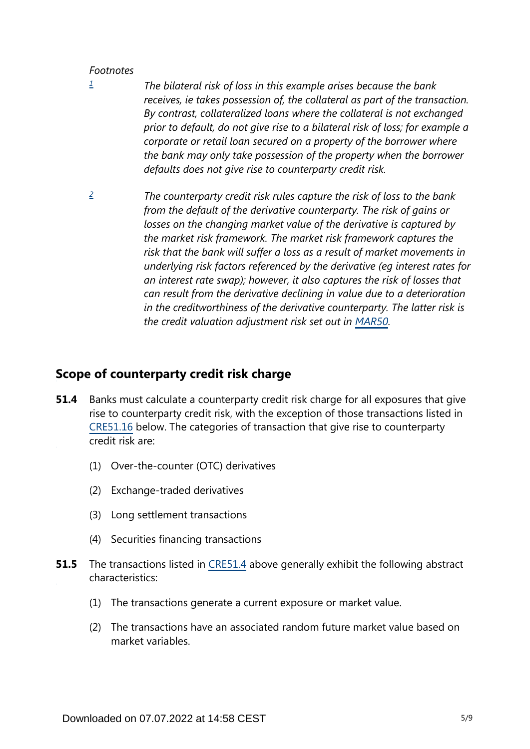*Footnotes*

[1] *The bilateral risk of loss in this example arises because the bank receives, ie takes possession of, the collateral as part of the transaction. By contrast, collateralized loans where the collateral is not exchanged prior to default, do not give rise to a bilateral risk of loss; for example a corporate or retail loan secured on a property of the borrower where the bank may only take possession of the property when the borrower defaults does not give rise to counterparty credit risk.*

[2] *The counterparty credit risk rules capture the risk of loss to the bank from the default of the derivative counterparty. The risk of gains or losses on the changing market value of the derivative is captured by the market risk framework. The market risk framework captures the risk that the bank will suffer a loss as a result of market movements in underlying risk factors referenced by the derivative (eg interest rates for an interest rate swap); however, it also captures the risk of losses that can result from the derivative declining in value due to a deterioration in the creditworthiness of the derivative counterparty. The latter risk is the credit valuation adjustment risk set out in MAR50.*

## Scope of counterparty credit risk charge

**51.4** Banks must calculate a counterparty credit risk charge for all exposures that give rise to counterparty credit risk, with the exception of those transactions listed in CRE51.16 below. The categories of transaction that give rise to counterparty credit risk are:

(1) Over-the-counter (OTC) derivatives

(2) Exchange-traded derivatives

(3) Long settlement transactions

(4) Securities financing transactions

**51.5** The transactions listed in CRE51.4 above generally exhibit the following abstract characteristics:

(1) The transactions generate a current exposure or market value.

(2) The transactions have an associated random future market value based on market variables.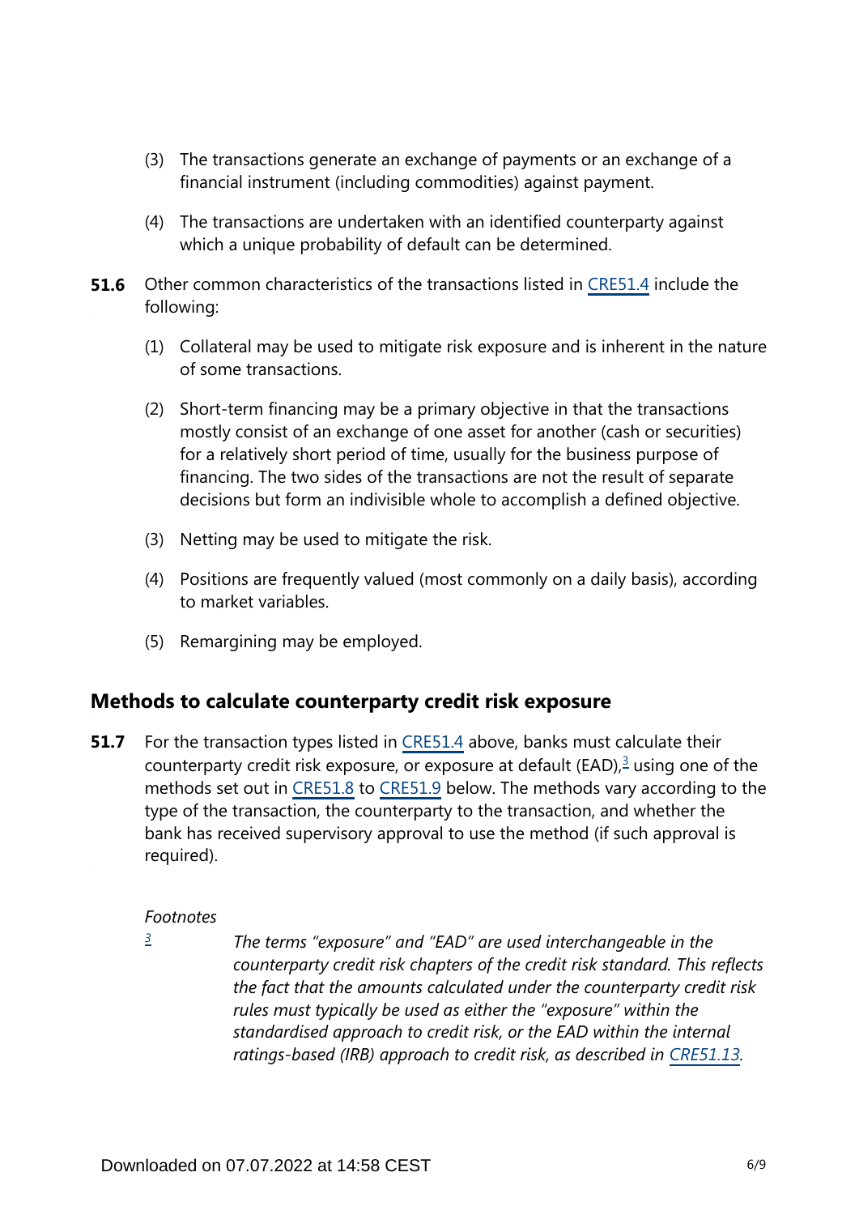(3) The transactions generate an exchange of payments or an exchange of a financial instrument (including commodities) against payment.

(4) The transactions are undertaken with an identified counterparty against which a unique probability of default can be determined.

**51.6** Other common characteristics of the transactions listed in CRE51.4 include the following:

(1) Collateral may be used to mitigate risk exposure and is inherent in the nature of some transactions.

(2) Short-term financing may be a primary objective in that the transactions mostly consist of an exchange of one asset for another (cash or securities) for a relatively short period of time, usually for the business purpose of financing. The two sides of the transactions are not the result of separate decisions but form an indivisible whole to accomplish a defined objective.

(3) Netting may be used to mitigate the risk.

(4) Positions are frequently valued (most commonly on a daily basis), according to market variables.

(5) Remargining may be employed.

## Methods to calculate counterparty credit risk exposure

**51.7** For the transaction types listed in CRE51.4 above, banks must calculate their counterparty credit risk exposure, or exposure at default (EAD),[3] using one of the methods set out in CRE51.8 to CRE51.9 below. The methods vary according to the type of the transaction, the counterparty to the transaction, and whether the bank has received supervisory approval to use the method (if such approval is required).

*Footnotes*

[3] *The terms "exposure" and "EAD" are used interchangeable in the counterparty credit risk chapters of the credit risk standard. This reflects the fact that the amounts calculated under the counterparty credit risk rules must typically be used as either the "exposure" within the standardised approach to credit risk, or the EAD within the internal ratings-based (IRB) approach to credit risk, as described in CRE51.13.*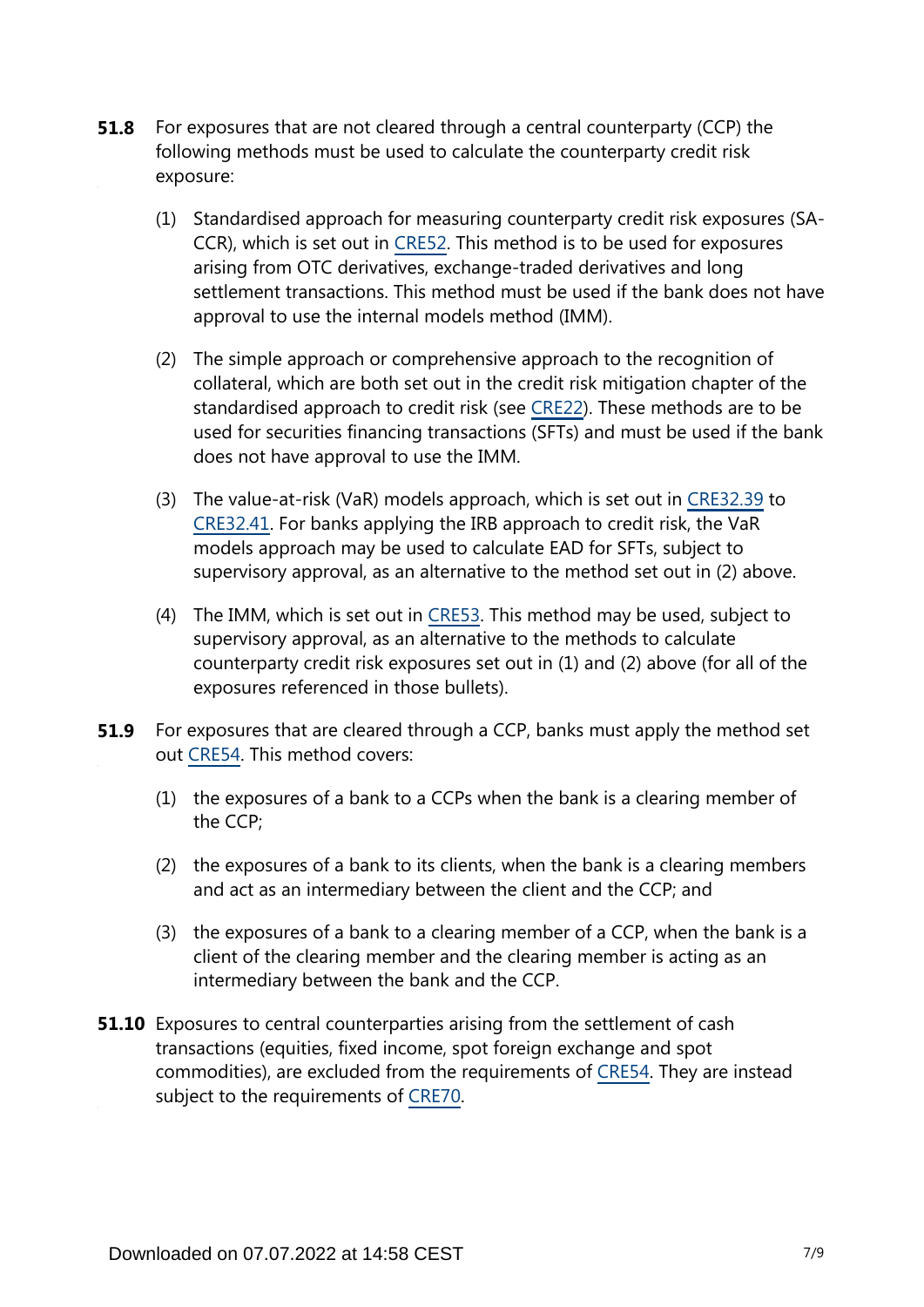**51.8** For exposures that are not cleared through a central counterparty (CCP) the following methods must be used to calculate the counterparty credit risk exposure:

(1) Standardised approach for measuring counterparty credit risk exposures (SA-CCR), which is set out in CRE52. This method is to be used for exposures arising from OTC derivatives, exchange-traded derivatives and long settlement transactions. This method must be used if the bank does not have approval to use the internal models method (IMM).

(2) The simple approach or comprehensive approach to the recognition of collateral, which are both set out in the credit risk mitigation chapter of the standardised approach to credit risk (see CRE22). These methods are to be used for securities financing transactions (SFTs) and must be used if the bank does not have approval to use the IMM.

(3) The value-at-risk (VaR) models approach, which is set out in CRE32.39 to CRE32.41. For banks applying the IRB approach to credit risk, the VaR models approach may be used to calculate EAD for SFTs, subject to supervisory approval, as an alternative to the method set out in (2) above.

(4) The IMM, which is set out in CRE53. This method may be used, subject to supervisory approval, as an alternative to the methods to calculate counterparty credit risk exposures set out in (1) and (2) above (for all of the exposures referenced in those bullets).

**51.9** For exposures that are cleared through a CCP, banks must apply the method set out CRE54. This method covers:

(1) the exposures of a bank to a CCPs when the bank is a clearing member of the CCP;

(2) the exposures of a bank to its clients, when the bank is a clearing members and act as an intermediary between the client and the CCP; and

(3) the exposures of a bank to a clearing member of a CCP, when the bank is a client of the clearing member and the clearing member is acting as an intermediary between the bank and the CCP.

**51.10** Exposures to central counterparties arising from the settlement of cash transactions (equities, fixed income, spot foreign exchange and spot commodities), are excluded from the requirements of CRE54. They are instead subject to the requirements of CRE70.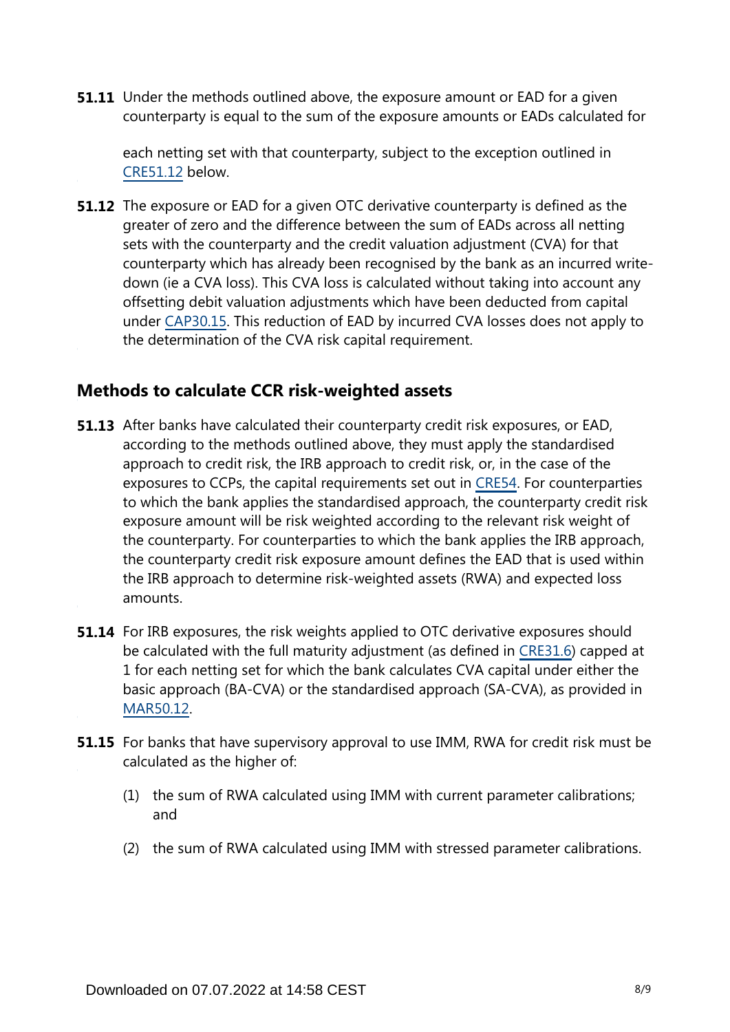**51.11** Under the methods outlined above, the exposure amount or EAD for a given counterparty is equal to the sum of the exposure amounts or EADs calculated for each netting set with that counterparty, subject to the exception outlined in CRE51.12 below.

**51.12** The exposure or EAD for a given OTC derivative counterparty is defined as the greater of zero and the difference between the sum of EADs across all netting sets with the counterparty and the credit valuation adjustment (CVA) for that counterparty which has already been recognised by the bank as an incurred write-down (ie a CVA loss). This CVA loss is calculated without taking into account any offsetting debit valuation adjustments which have been deducted from capital under CAP30.15. This reduction of EAD by incurred CVA losses does not apply to the determination of the CVA risk capital requirement.

## Methods to calculate CCR risk-weighted assets

**51.13** After banks have calculated their counterparty credit risk exposures, or EAD, according to the methods outlined above, they must apply the standardised approach to credit risk, the IRB approach to credit risk, or, in the case of the exposures to CCPs, the capital requirements set out in CRE54. For counterparties to which the bank applies the standardised approach, the counterparty credit risk exposure amount will be risk weighted according to the relevant risk weight of the counterparty. For counterparties to which the bank applies the IRB approach, the counterparty credit risk exposure amount defines the EAD that is used within the IRB approach to determine risk-weighted assets (RWA) and expected loss amounts.

**51.14** For IRB exposures, the risk weights applied to OTC derivative exposures should be calculated with the full maturity adjustment (as defined in CRE31.6) capped at 1 for each netting set for which the bank calculates CVA capital under either the basic approach (BA-CVA) or the standardised approach (SA-CVA), as provided in MAR50.12.

**51.15** For banks that have supervisory approval to use IMM, RWA for credit risk must be calculated as the higher of:

(1) the sum of RWA calculated using IMM with current parameter calibrations; and

(2) the sum of RWA calculated using IMM with stressed parameter calibrations.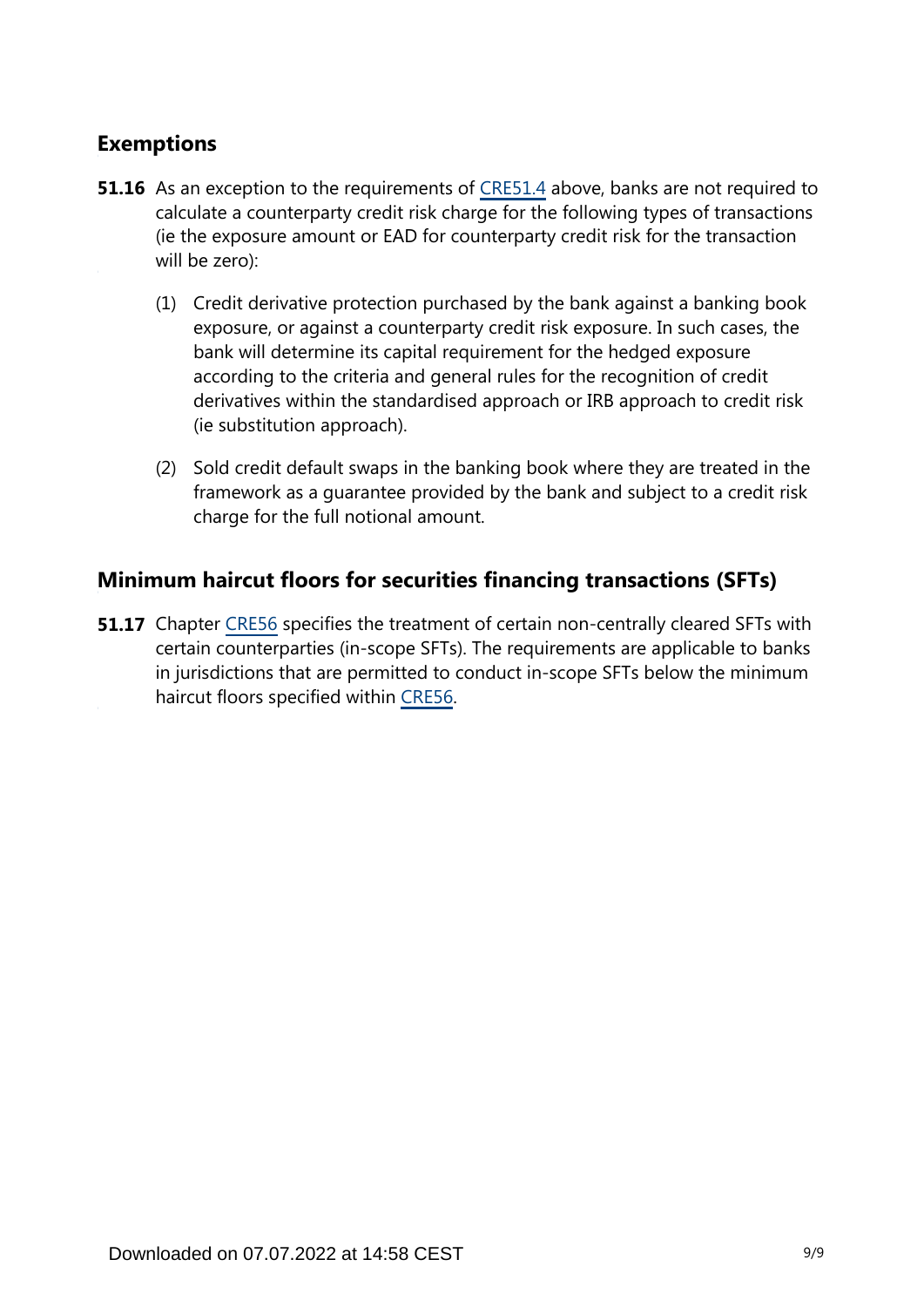## Exemptions

**51.16** As an exception to the requirements of CRE51.4 above, banks are not required to calculate a counterparty credit risk charge for the following types of transactions (ie the exposure amount or EAD for counterparty credit risk for the transaction will be zero):

(1) Credit derivative protection purchased by the bank against a banking book exposure, or against a counterparty credit risk exposure. In such cases, the bank will determine its capital requirement for the hedged exposure according to the criteria and general rules for the recognition of credit derivatives within the standardised approach or IRB approach to credit risk (ie substitution approach).

(2) Sold credit default swaps in the banking book where they are treated in the framework as a guarantee provided by the bank and subject to a credit risk charge for the full notional amount.

## Minimum haircut floors for securities financing transactions (SFTs)

**51.17** Chapter CRE56 specifies the treatment of certain non-centrally cleared SFTs with certain counterparties (in-scope SFTs). The requirements are applicable to banks in jurisdictions that are permitted to conduct in-scope SFTs below the minimum haircut floors specified within CRE56.